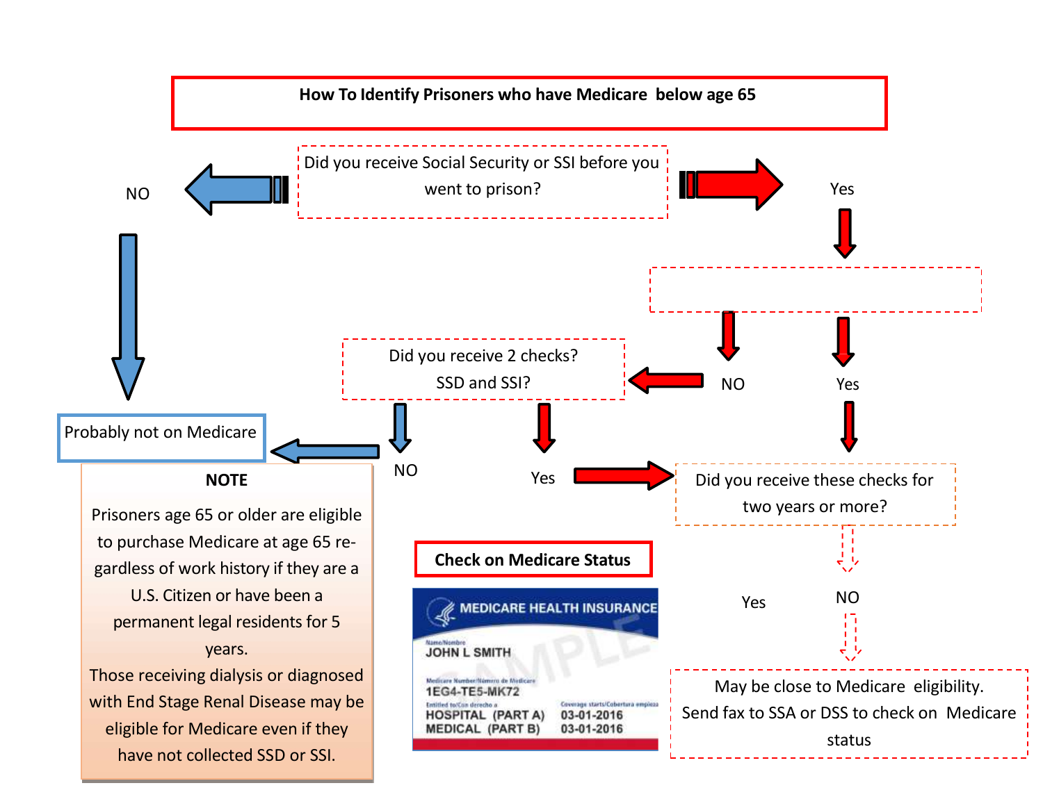# How To Identify Prisoners who have Medicare below age 65

Did you receive Social Security or SSI before you went to prison?

NO

Yes

Did you receive 2 checks? SSD and SSI?

NO

Yes

Probably not on Medicare

NO

Yes

Did you receive these checks for two years or more?

**NOTE**

Prisoners age 65 or older are eligible to purchase Medicare at age 65 regardless of work history if they are a U.S. Citizen or have been a permanent legal residents for 5 years.

Those receiving dialysis or diagnosed with End Stage Renal Disease may be eligible for Medicare even if they have not collected SSD or SSI.

**Check on Medicare Status**

MEDICARE HEALTH INSURANCE

Name/Nombre
JOHN L SMITH

Medicare Number/Número de Medicare
1EG4-TE5-MK72

Entitled to/Con derecho a | Coverage starts/Cobertura empieza
HOSPITAL (PART A) 03-01-2016
MEDICAL (PART B) 03-01-2016

SAMPLE

Yes

NO

May be close to Medicare eligibility. Send fax to SSA or DSS to check on Medicare status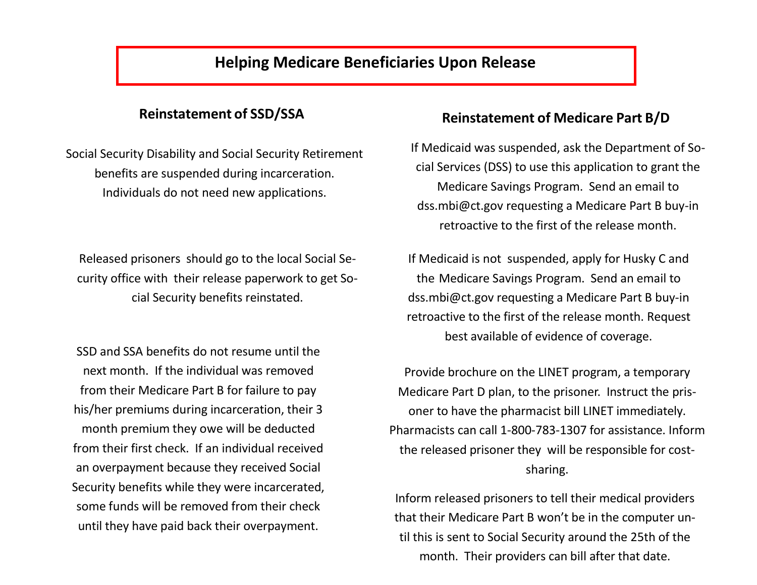# Helping Medicare Beneficiaries Upon Release

## Reinstatement of SSD/SSA

Social Security Disability and Social Security Retirement benefits are suspended during incarceration. Individuals do not need new applications.

Released prisoners should go to the local Social Security office with their release paperwork to get Social Security benefits reinstated.

SSD and SSA benefits do not resume until the next month. If the individual was removed from their Medicare Part B for failure to pay his/her premiums during incarceration, their 3 month premium they owe will be deducted from their first check. If an individual received an overpayment because they received Social Security benefits while they were incarcerated, some funds will be removed from their check until they have paid back their overpayment.

## Reinstatement of Medicare Part B/D

If Medicaid was suspended, ask the Department of Social Services (DSS) to use this application to grant the Medicare Savings Program. Send an email to dss.mbi@ct.gov requesting a Medicare Part B buy-in retroactive to the first of the release month.

If Medicaid is not suspended, apply for Husky C and the Medicare Savings Program. Send an email to dss.mbi@ct.gov requesting a Medicare Part B buy-in retroactive to the first of the release month. Request best available of evidence of coverage.

Provide brochure on the LINET program, a temporary Medicare Part D plan, to the prisoner. Instruct the prisoner to have the pharmacist bill LINET immediately. Pharmacists can call 1-800-783-1307 for assistance. Inform the released prisoner they will be responsible for cost-sharing.

Inform released prisoners to tell their medical providers that their Medicare Part B won't be in the computer until this is sent to Social Security around the 25th of the month. Their providers can bill after that date.